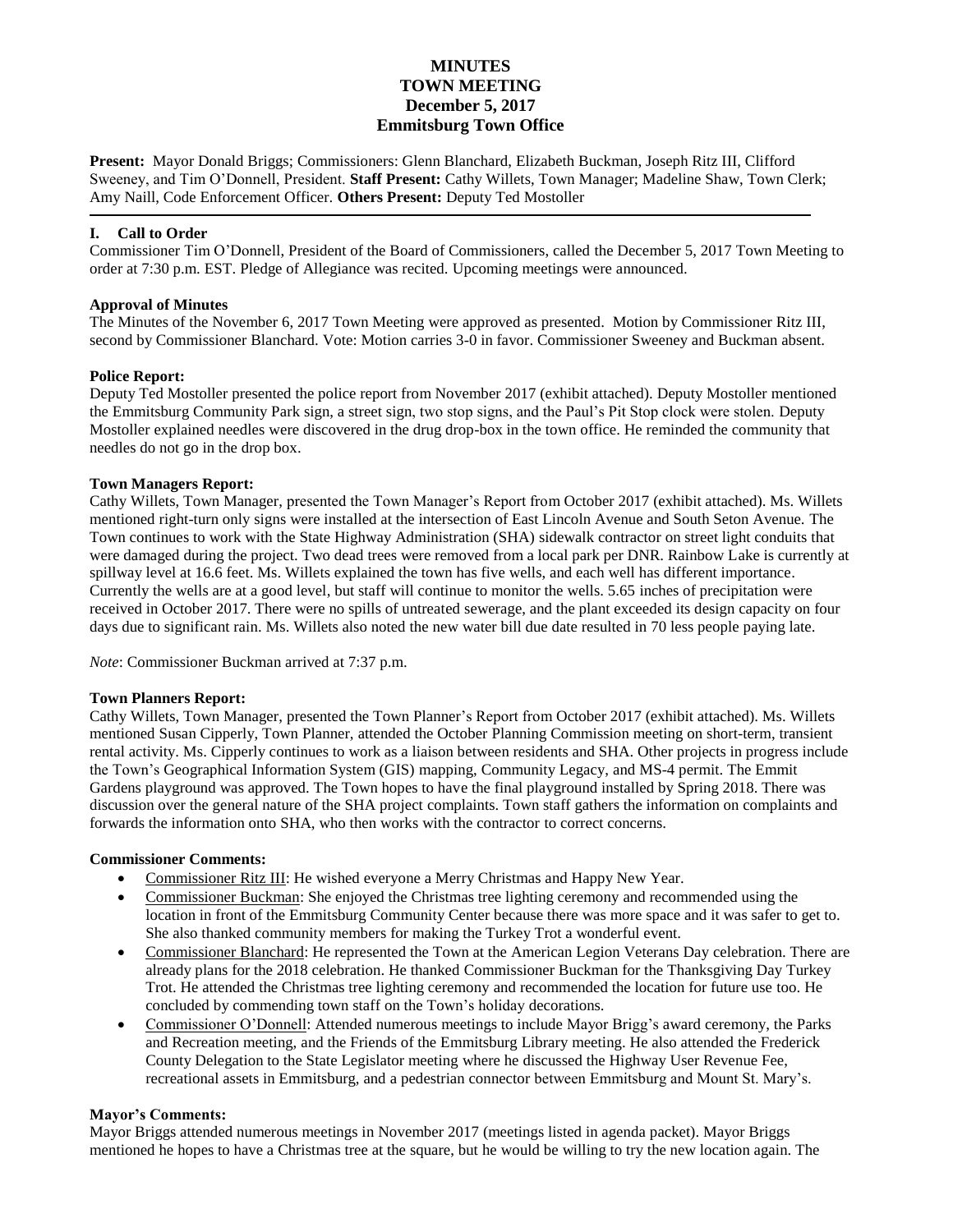# MINUTES
# TOWN MEETING
# December 5, 2017
# Emmitsburg Town Office

**Present:** Mayor Donald Briggs; Commissioners: Glenn Blanchard, Elizabeth Buckman, Joseph Ritz III, Clifford Sweeney, and Tim O'Donnell, President. **Staff Present:** Cathy Willets, Town Manager; Madeline Shaw, Town Clerk; Amy Naill, Code Enforcement Officer. **Others Present:** Deputy Ted Mostoller

---

## I. Call to Order

Commissioner Tim O'Donnell, President of the Board of Commissioners, called the December 5, 2017 Town Meeting to order at 7:30 p.m. EST. Pledge of Allegiance was recited. Upcoming meetings were announced.

**Approval of Minutes**

The Minutes of the November 6, 2017 Town Meeting were approved as presented. Motion by Commissioner Ritz III, second by Commissioner Blanchard. Vote: Motion carries 3-0 in favor. Commissioner Sweeney and Buckman absent.

**Police Report:**

Deputy Ted Mostoller presented the police report from November 2017 (exhibit attached). Deputy Mostoller mentioned the Emmitsburg Community Park sign, a street sign, two stop signs, and the Paul's Pit Stop clock were stolen. Deputy Mostoller explained needles were discovered in the drug drop-box in the town office. He reminded the community that needles do not go in the drop box.

**Town Managers Report:**

Cathy Willets, Town Manager, presented the Town Manager's Report from October 2017 (exhibit attached). Ms. Willets mentioned right-turn only signs were installed at the intersection of East Lincoln Avenue and South Seton Avenue. The Town continues to work with the State Highway Administration (SHA) sidewalk contractor on street light conduits that were damaged during the project. Two dead trees were removed from a local park per DNR. Rainbow Lake is currently at spillway level at 16.6 feet. Ms. Willets explained the town has five wells, and each well has different importance. Currently the wells are at a good level, but staff will continue to monitor the wells. 5.65 inches of precipitation were received in October 2017. There were no spills of untreated sewerage, and the plant exceeded its design capacity on four days due to significant rain. Ms. Willets also noted the new water bill due date resulted in 70 less people paying late.

*Note*: Commissioner Buckman arrived at 7:37 p.m.

**Town Planners Report:**

Cathy Willets, Town Manager, presented the Town Planner's Report from October 2017 (exhibit attached). Ms. Willets mentioned Susan Cipperly, Town Planner, attended the October Planning Commission meeting on short-term, transient rental activity. Ms. Cipperly continues to work as a liaison between residents and SHA. Other projects in progress include the Town's Geographical Information System (GIS) mapping, Community Legacy, and MS-4 permit. The Emmit Gardens playground was approved. The Town hopes to have the final playground installed by Spring 2018. There was discussion over the general nature of the SHA project complaints. Town staff gathers the information on complaints and forwards the information onto SHA, who then works with the contractor to correct concerns.

**Commissioner Comments:**

- Commissioner Ritz III: He wished everyone a Merry Christmas and Happy New Year.
- Commissioner Buckman: She enjoyed the Christmas tree lighting ceremony and recommended using the location in front of the Emmitsburg Community Center because there was more space and it was safer to get to. She also thanked community members for making the Turkey Trot a wonderful event.
- Commissioner Blanchard: He represented the Town at the American Legion Veterans Day celebration. There are already plans for the 2018 celebration. He thanked Commissioner Buckman for the Thanksgiving Day Turkey Trot. He attended the Christmas tree lighting ceremony and recommended the location for future use too. He concluded by commending town staff on the Town's holiday decorations.
- Commissioner O'Donnell: Attended numerous meetings to include Mayor Brigg's award ceremony, the Parks and Recreation meeting, and the Friends of the Emmitsburg Library meeting. He also attended the Frederick County Delegation to the State Legislator meeting where he discussed the Highway User Revenue Fee, recreational assets in Emmitsburg, and a pedestrian connector between Emmitsburg and Mount St. Mary's.

**Mayor's Comments:**

Mayor Briggs attended numerous meetings in November 2017 (meetings listed in agenda packet). Mayor Briggs mentioned he hopes to have a Christmas tree at the square, but he would be willing to try the new location again. The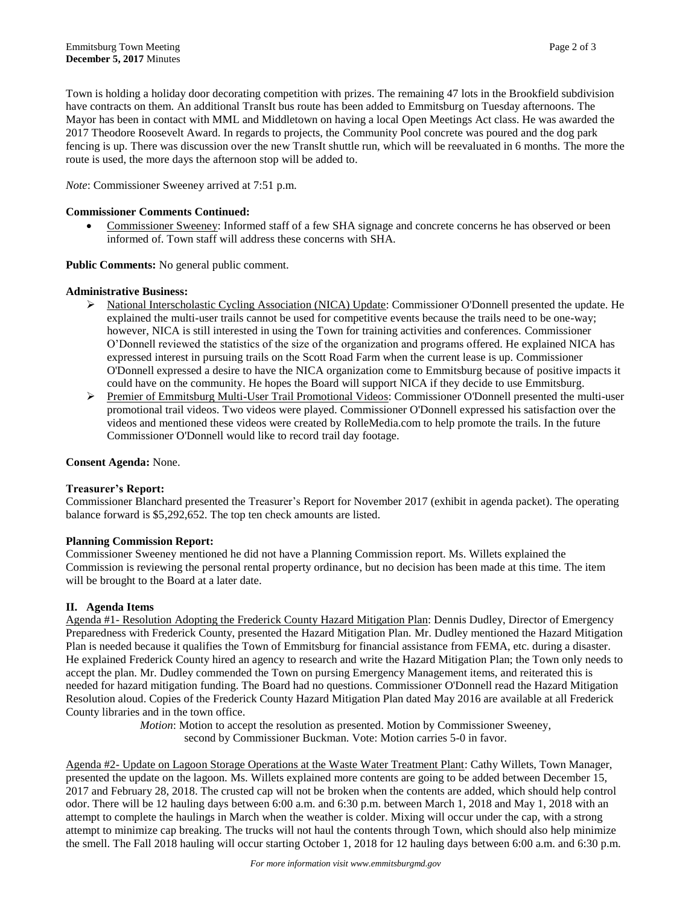Town is holding a holiday door decorating competition with prizes. The remaining 47 lots in the Brookfield subdivision have contracts on them. An additional TransIt bus route has been added to Emmitsburg on Tuesday afternoons. The Mayor has been in contact with MML and Middletown on having a local Open Meetings Act class. He was awarded the 2017 Theodore Roosevelt Award. In regards to projects, the Community Pool concrete was poured and the dog park fencing is up. There was discussion over the new TransIt shuttle run, which will be reevaluated in 6 months. The more the route is used, the more days the afternoon stop will be added to.

*Note*: Commissioner Sweeney arrived at 7:51 p.m.

**Commissioner Comments Continued:**

- Commissioner Sweeney: Informed staff of a few SHA signage and concrete concerns he has observed or been informed of. Town staff will address these concerns with SHA.

**Public Comments:** No general public comment.

**Administrative Business:**

- National Interscholastic Cycling Association (NICA) Update: Commissioner O'Donnell presented the update. He explained the multi-user trails cannot be used for competitive events because the trails need to be one-way; however, NICA is still interested in using the Town for training activities and conferences. Commissioner O'Donnell reviewed the statistics of the size of the organization and programs offered. He explained NICA has expressed interest in pursuing trails on the Scott Road Farm when the current lease is up. Commissioner O'Donnell expressed a desire to have the NICA organization come to Emmitsburg because of positive impacts it could have on the community. He hopes the Board will support NICA if they decide to use Emmitsburg.
- Premier of Emmitsburg Multi-User Trail Promotional Videos: Commissioner O'Donnell presented the multi-user promotional trail videos. Two videos were played. Commissioner O'Donnell expressed his satisfaction over the videos and mentioned these videos were created by RolleMedia.com to help promote the trails. In the future Commissioner O'Donnell would like to record trail day footage.

**Consent Agenda:** None.

**Treasurer's Report:**

Commissioner Blanchard presented the Treasurer's Report for November 2017 (exhibit in agenda packet). The operating balance forward is $5,292,652. The top ten check amounts are listed.

**Planning Commission Report:**

Commissioner Sweeney mentioned he did not have a Planning Commission report. Ms. Willets explained the Commission is reviewing the personal rental property ordinance, but no decision has been made at this time. The item will be brought to the Board at a later date.

## II. Agenda Items

Agenda #1- Resolution Adopting the Frederick County Hazard Mitigation Plan: Dennis Dudley, Director of Emergency Preparedness with Frederick County, presented the Hazard Mitigation Plan. Mr. Dudley mentioned the Hazard Mitigation Plan is needed because it qualifies the Town of Emmitsburg for financial assistance from FEMA, etc. during a disaster. He explained Frederick County hired an agency to research and write the Hazard Mitigation Plan; the Town only needs to accept the plan. Mr. Dudley commended the Town on pursing Emergency Management items, and reiterated this is needed for hazard mitigation funding. The Board had no questions. Commissioner O'Donnell read the Hazard Mitigation Resolution aloud. Copies of the Frederick County Hazard Mitigation Plan dated May 2016 are available at all Frederick County libraries and in the town office.

> *Motion*: Motion to accept the resolution as presented. Motion by Commissioner Sweeney, second by Commissioner Buckman. Vote: Motion carries 5-0 in favor.

Agenda #2- Update on Lagoon Storage Operations at the Waste Water Treatment Plant: Cathy Willets, Town Manager, presented the update on the lagoon. Ms. Willets explained more contents are going to be added between December 15, 2017 and February 28, 2018. The crusted cap will not be broken when the contents are added, which should help control odor. There will be 12 hauling days between 6:00 a.m. and 6:30 p.m. between March 1, 2018 and May 1, 2018 with an attempt to complete the haulings in March when the weather is colder. Mixing will occur under the cap, with a strong attempt to minimize cap breaking. The trucks will not haul the contents through Town, which should also help minimize the smell. The Fall 2018 hauling will occur starting October 1, 2018 for 12 hauling days between 6:00 a.m. and 6:30 p.m.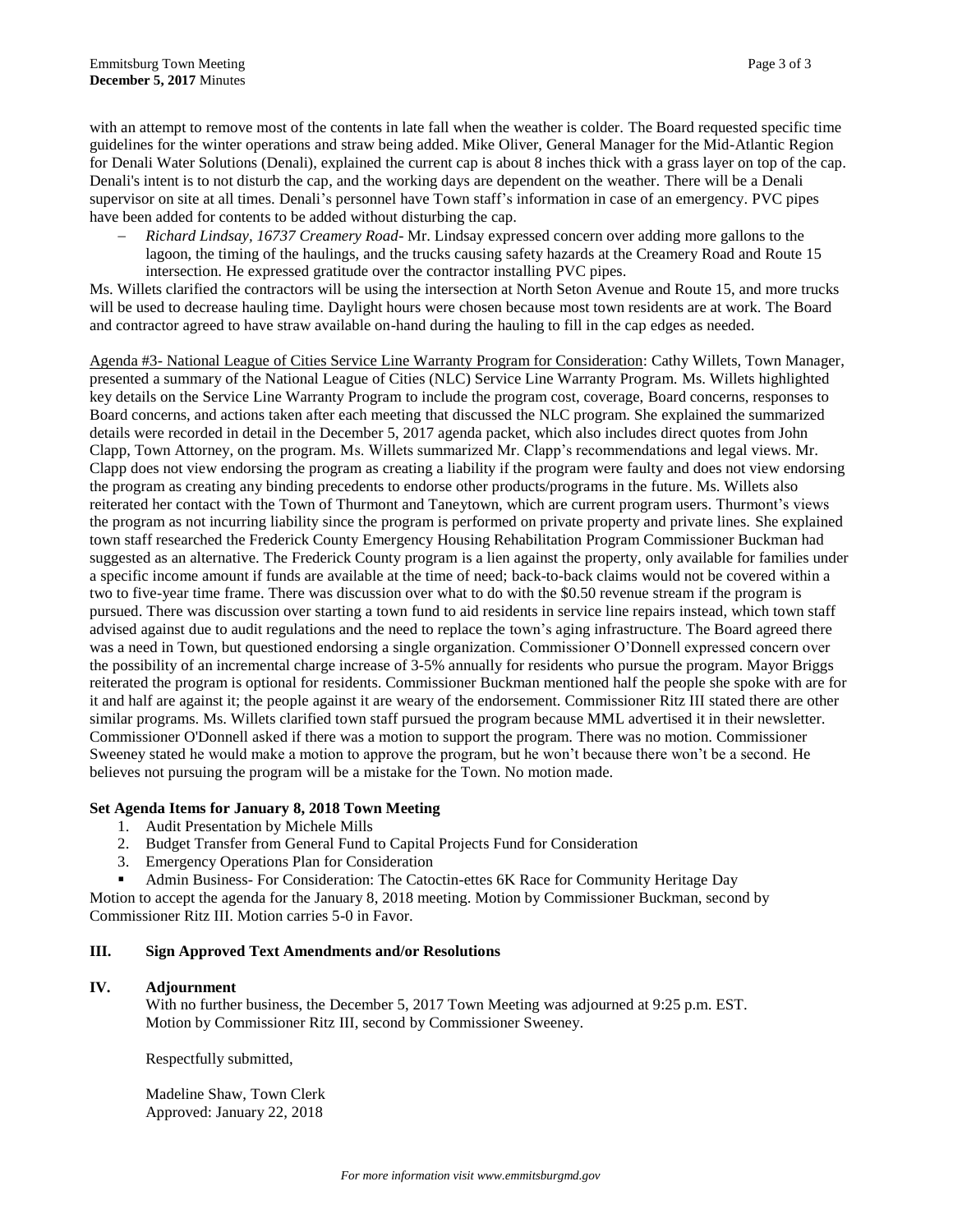with an attempt to remove most of the contents in late fall when the weather is colder. The Board requested specific time guidelines for the winter operations and straw being added. Mike Oliver, General Manager for the Mid-Atlantic Region for Denali Water Solutions (Denali), explained the current cap is about 8 inches thick with a grass layer on top of the cap. Denali's intent is to not disturb the cap, and the working days are dependent on the weather. There will be a Denali supervisor on site at all times. Denali's personnel have Town staff's information in case of an emergency. PVC pipes have been added for contents to be added without disturbing the cap.

- *Richard Lindsay, 16737 Creamery Road*- Mr. Lindsay expressed concern over adding more gallons to the lagoon, the timing of the haulings, and the trucks causing safety hazards at the Creamery Road and Route 15 intersection. He expressed gratitude over the contractor installing PVC pipes.

Ms. Willets clarified the contractors will be using the intersection at North Seton Avenue and Route 15, and more trucks will be used to decrease hauling time. Daylight hours were chosen because most town residents are at work. The Board and contractor agreed to have straw available on-hand during the hauling to fill in the cap edges as needed.

Agenda #3- National League of Cities Service Line Warranty Program for Consideration: Cathy Willets, Town Manager, presented a summary of the National League of Cities (NLC) Service Line Warranty Program. Ms. Willets highlighted key details on the Service Line Warranty Program to include the program cost, coverage, Board concerns, responses to Board concerns, and actions taken after each meeting that discussed the NLC program. She explained the summarized details were recorded in detail in the December 5, 2017 agenda packet, which also includes direct quotes from John Clapp, Town Attorney, on the program. Ms. Willets summarized Mr. Clapp's recommendations and legal views. Mr. Clapp does not view endorsing the program as creating a liability if the program were faulty and does not view endorsing the program as creating any binding precedents to endorse other products/programs in the future. Ms. Willets also reiterated her contact with the Town of Thurmont and Taneytown, which are current program users. Thurmont's views the program as not incurring liability since the program is performed on private property and private lines. She explained town staff researched the Frederick County Emergency Housing Rehabilitation Program Commissioner Buckman had suggested as an alternative. The Frederick County program is a lien against the property, only available for families under a specific income amount if funds are available at the time of need; back-to-back claims would not be covered within a two to five-year time frame. There was discussion over what to do with the $0.50 revenue stream if the program is pursued. There was discussion over starting a town fund to aid residents in service line repairs instead, which town staff advised against due to audit regulations and the need to replace the town's aging infrastructure. The Board agreed there was a need in Town, but questioned endorsing a single organization. Commissioner O'Donnell expressed concern over the possibility of an incremental charge increase of 3-5% annually for residents who pursue the program. Mayor Briggs reiterated the program is optional for residents. Commissioner Buckman mentioned half the people she spoke with are for it and half are against it; the people against it are weary of the endorsement. Commissioner Ritz III stated there are other similar programs. Ms. Willets clarified town staff pursued the program because MML advertised it in their newsletter. Commissioner O'Donnell asked if there was a motion to support the program. There was no motion. Commissioner Sweeney stated he would make a motion to approve the program, but he won't because there won't be a second. He believes not pursuing the program will be a mistake for the Town. No motion made.

**Set Agenda Items for January 8, 2018 Town Meeting**

1. Audit Presentation by Michele Mills
2. Budget Transfer from General Fund to Capital Projects Fund for Consideration
3. Emergency Operations Plan for Consideration

- Admin Business- For Consideration: The Catoctin-ettes 6K Race for Community Heritage Day

Motion to accept the agenda for the January 8, 2018 meeting. Motion by Commissioner Buckman, second by Commissioner Ritz III. Motion carries 5-0 in Favor.

## III. Sign Approved Text Amendments and/or Resolutions

## IV. Adjournment

With no further business, the December 5, 2017 Town Meeting was adjourned at 9:25 p.m. EST. Motion by Commissioner Ritz III, second by Commissioner Sweeney.

Respectfully submitted,

Madeline Shaw, Town Clerk
Approved: January 22, 2018

*For more information visit www.emmitsburgmd.gov*